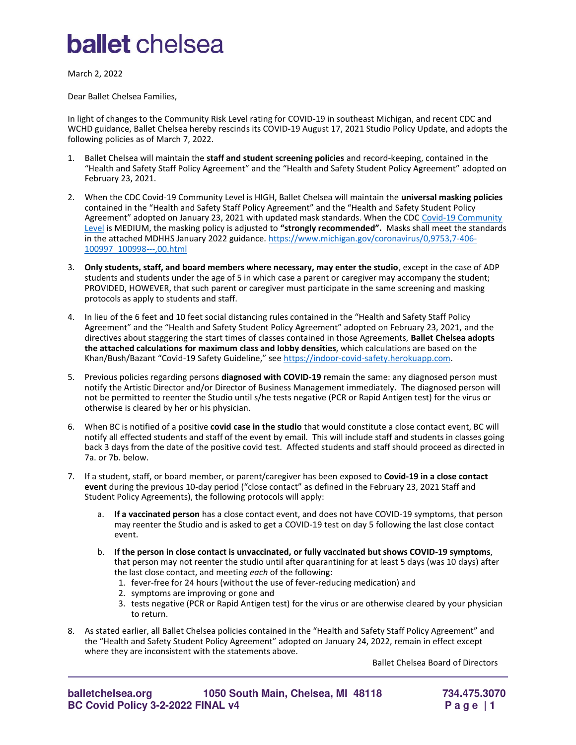# ballet chelsea

March 2, 2022

Dear Ballet Chelsea Families,

In light of changes to the Community Risk Level rating for COVID-19 in southeast Michigan, and recent CDC and WCHD guidance, Ballet Chelsea hereby rescinds its COVID-19 August 17, 2021 Studio Policy Update, and adopts the following policies as of March 7, 2022.

1. Ballet Chelsea will maintain the **staff and student screening policies** and record-keeping, contained in the "Health and Safety Staff Policy Agreement" and the "Health and Safety Student Policy Agreement" adopted on February 23, 2021.

2. When the CDC Covid-19 Community Level is HIGH, Ballet Chelsea will maintain the **universal masking policies** contained in the "Health and Safety Staff Policy Agreement" and the "Health and Safety Student Policy Agreement" adopted on January 23, 2021 with updated mask standards. When the CDC Covid-19 Community Level is MEDIUM, the masking policy is adjusted to **"strongly recommended".** Masks shall meet the standards in the attached MDHHS January 2022 guidance. https://www.michigan.gov/coronavirus/0,9753,7-406-100997_100998---,00.html

3. **Only students, staff, and board members where necessary, may enter the studio**, except in the case of ADP students and students under the age of 5 in which case a parent or caregiver may accompany the student; PROVIDED, HOWEVER, that such parent or caregiver must participate in the same screening and masking protocols as apply to students and staff.

4. In lieu of the 6 feet and 10 feet social distancing rules contained in the "Health and Safety Staff Policy Agreement" and the "Health and Safety Student Policy Agreement" adopted on February 23, 2021, and the directives about staggering the start times of classes contained in those Agreements, **Ballet Chelsea adopts the attached calculations for maximum class and lobby densities**, which calculations are based on the Khan/Bush/Bazant "Covid-19 Safety Guideline," see https://indoor-covid-safety.herokuapp.com.

5. Previous policies regarding persons **diagnosed with COVID-19** remain the same: any diagnosed person must notify the Artistic Director and/or Director of Business Management immediately. The diagnosed person will not be permitted to reenter the Studio until s/he tests negative (PCR or Rapid Antigen test) for the virus or otherwise is cleared by her or his physician.

6. When BC is notified of a positive **covid case in the studio** that would constitute a close contact event, BC will notify all effected students and staff of the event by email. This will include staff and students in classes going back 3 days from the date of the positive covid test. Affected students and staff should proceed as directed in 7a. or 7b. below.

7. If a student, staff, or board member, or parent/caregiver has been exposed to **Covid-19 in a close contact event** during the previous 10-day period ("close contact" as defined in the February 23, 2021 Staff and Student Policy Agreements), the following protocols will apply:

   a. **If a vaccinated person** has a close contact event, and does not have COVID-19 symptoms, that person may reenter the Studio and is asked to get a COVID-19 test on day 5 following the last close contact event.

   b. **If the person in close contact is unvaccinated, or fully vaccinated but shows COVID-19 symptoms**, that person may not reenter the studio until after quarantining for at least 5 days (was 10 days) after the last close contact, and meeting *each* of the following:
      1. fever-free for 24 hours (without the use of fever-reducing medication) and
      2. symptoms are improving or gone and
      3. tests negative (PCR or Rapid Antigen test) for the virus or are otherwise cleared by your physician to return.

8. As stated earlier, all Ballet Chelsea policies contained in the "Health and Safety Staff Policy Agreement" and the "Health and Safety Student Policy Agreement" adopted on January 24, 2022, remain in effect except where they are inconsistent with the statements above.

Ballet Chelsea Board of Directors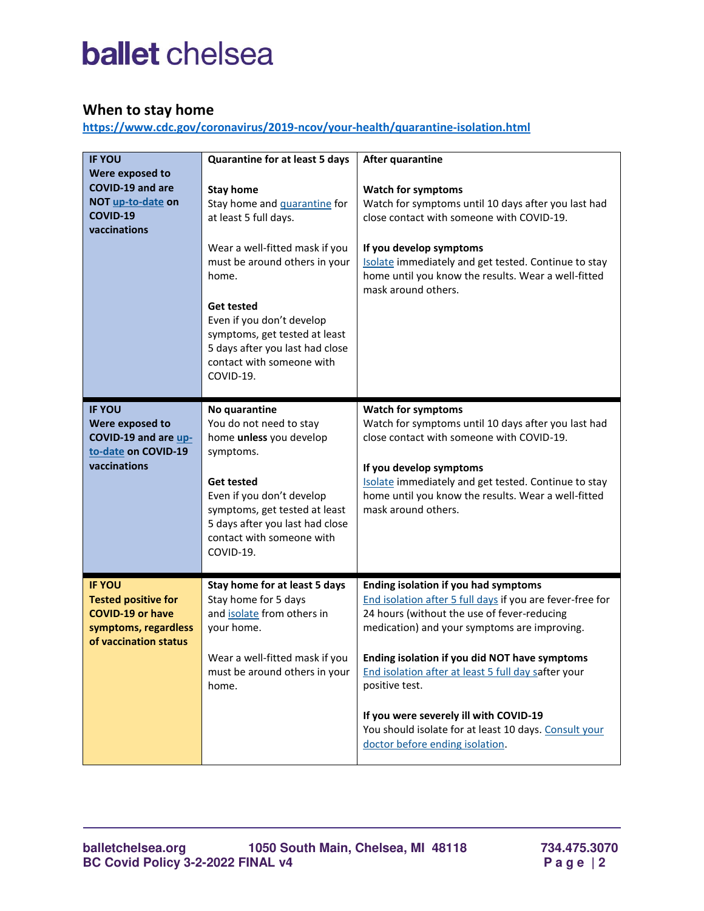# ballet chelsea

## When to stay home

https://www.cdc.gov/coronavirus/2019-ncov/your-health/quarantine-isolation.html

| | | |
|---|---|---|
| **IF YOU Were exposed to COVID-19 and are NOT up-to-date on COVID-19 vaccinations** | **Quarantine for at least 5 days**<br><br>**Stay home**<br>Stay home and quarantine for at least 5 full days.<br><br>Wear a well-fitted mask if you must be around others in your home.<br><br>**Get tested**<br>Even if you don't develop symptoms, get tested at least 5 days after you last had close contact with someone with COVID-19. | **After quarantine**<br><br>**Watch for symptoms**<br>Watch for symptoms until 10 days after you last had close contact with someone with COVID-19.<br><br>**If you develop symptoms**<br>Isolate immediately and get tested. Continue to stay home until you know the results. Wear a well-fitted mask around others. |
| **IF YOU Were exposed to COVID-19 and are up-to-date on COVID-19 vaccinations** | **No quarantine**<br>You do not need to stay home **unless** you develop symptoms.<br><br>**Get tested**<br>Even if you don't develop symptoms, get tested at least 5 days after you last had close contact with someone with COVID-19. | **Watch for symptoms**<br>Watch for symptoms until 10 days after you last had close contact with someone with COVID-19.<br><br>**If you develop symptoms**<br>Isolate immediately and get tested. Continue to stay home until you know the results. Wear a well-fitted mask around others. |
| **IF YOU Tested positive for COVID-19 or have symptoms, regardless of vaccination status** | **Stay home for at least 5 days**<br>Stay home for 5 days and isolate from others in your home.<br><br>Wear a well-fitted mask if you must be around others in your home. | **Ending isolation if you had symptoms**<br>End isolation after 5 full days if you are fever-free for 24 hours (without the use of fever-reducing medication) and your symptoms are improving.<br><br>**Ending isolation if you did NOT have symptoms**<br>End isolation after at least 5 full day safter your positive test.<br><br>**If you were severely ill with COVID-19**<br>You should isolate for at least 10 days. Consult your doctor before ending isolation. |

balletchelsea.org 1050 South Main, Chelsea, MI 48118 734.475.3070
BC Covid Policy 3-2-2022 FINAL v4